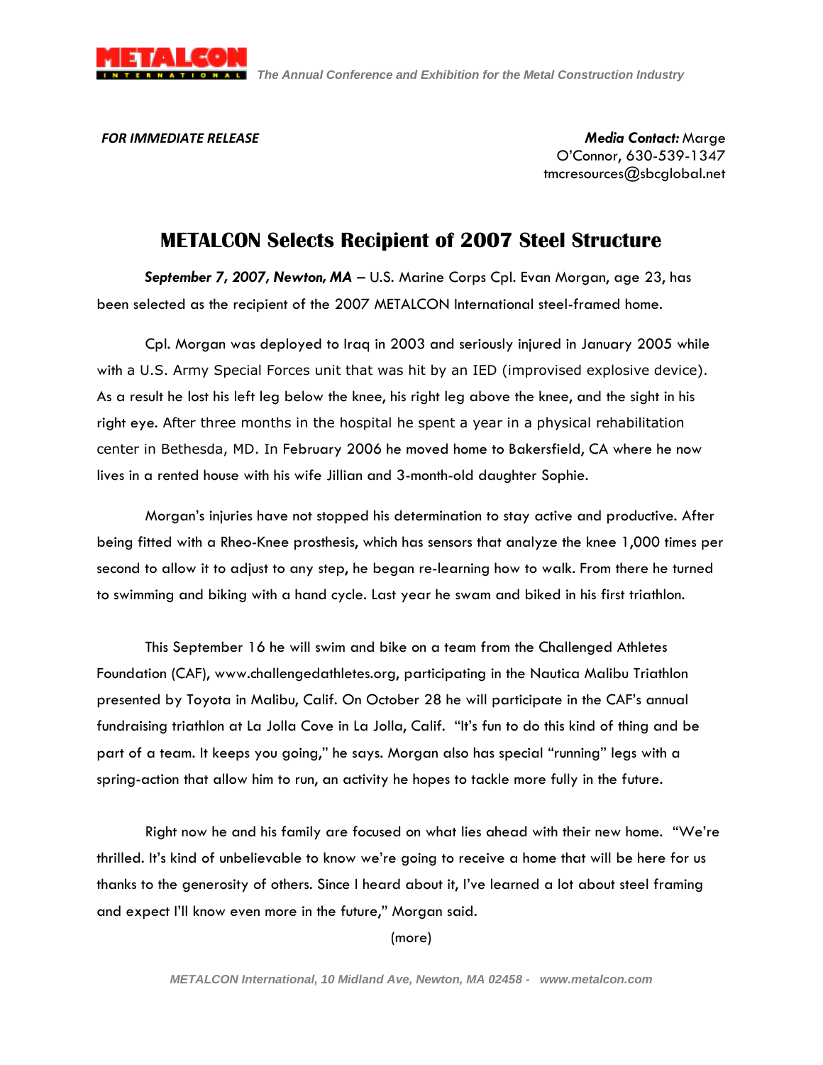**FOR IMMEDIATE RELEASE**

***Media Contact:*** Marge O'Connor, 630-539-1347 tmcresources@sbcglobal.net

# METALCON Selects Recipient of 2007 Steel Structure

***September 7, 2007, Newton, MA*** – U.S. Marine Corps Cpl. Evan Morgan, age 23, has been selected as the recipient of the 2007 METALCON International steel-framed home.

Cpl. Morgan was deployed to Iraq in 2003 and seriously injured in January 2005 while with a U.S. Army Special Forces unit that was hit by an IED (improvised explosive device). As a result he lost his left leg below the knee, his right leg above the knee, and the sight in his right eye. After three months in the hospital he spent a year in a physical rehabilitation center in Bethesda, MD. In February 2006 he moved home to Bakersfield, CA where he now lives in a rented house with his wife Jillian and 3-month-old daughter Sophie.

Morgan's injuries have not stopped his determination to stay active and productive. After being fitted with a Rheo-Knee prosthesis, which has sensors that analyze the knee 1,000 times per second to allow it to adjust to any step, he began re-learning how to walk. From there he turned to swimming and biking with a hand cycle. Last year he swam and biked in his first triathlon.

This September 16 he will swim and bike on a team from the Challenged Athletes Foundation (CAF), www.challengedathletes.org, participating in the Nautica Malibu Triathlon presented by Toyota in Malibu, Calif. On October 28 he will participate in the CAF's annual fundraising triathlon at La Jolla Cove in La Jolla, Calif. "It's fun to do this kind of thing and be part of a team. It keeps you going," he says. Morgan also has special "running" legs with a spring-action that allow him to run, an activity he hopes to tackle more fully in the future.

Right now he and his family are focused on what lies ahead with their new home. "We're thrilled. It's kind of unbelievable to know we're going to receive a home that will be here for us thanks to the generosity of others. Since I heard about it, I've learned a lot about steel framing and expect I'll know even more in the future," Morgan said.

(more)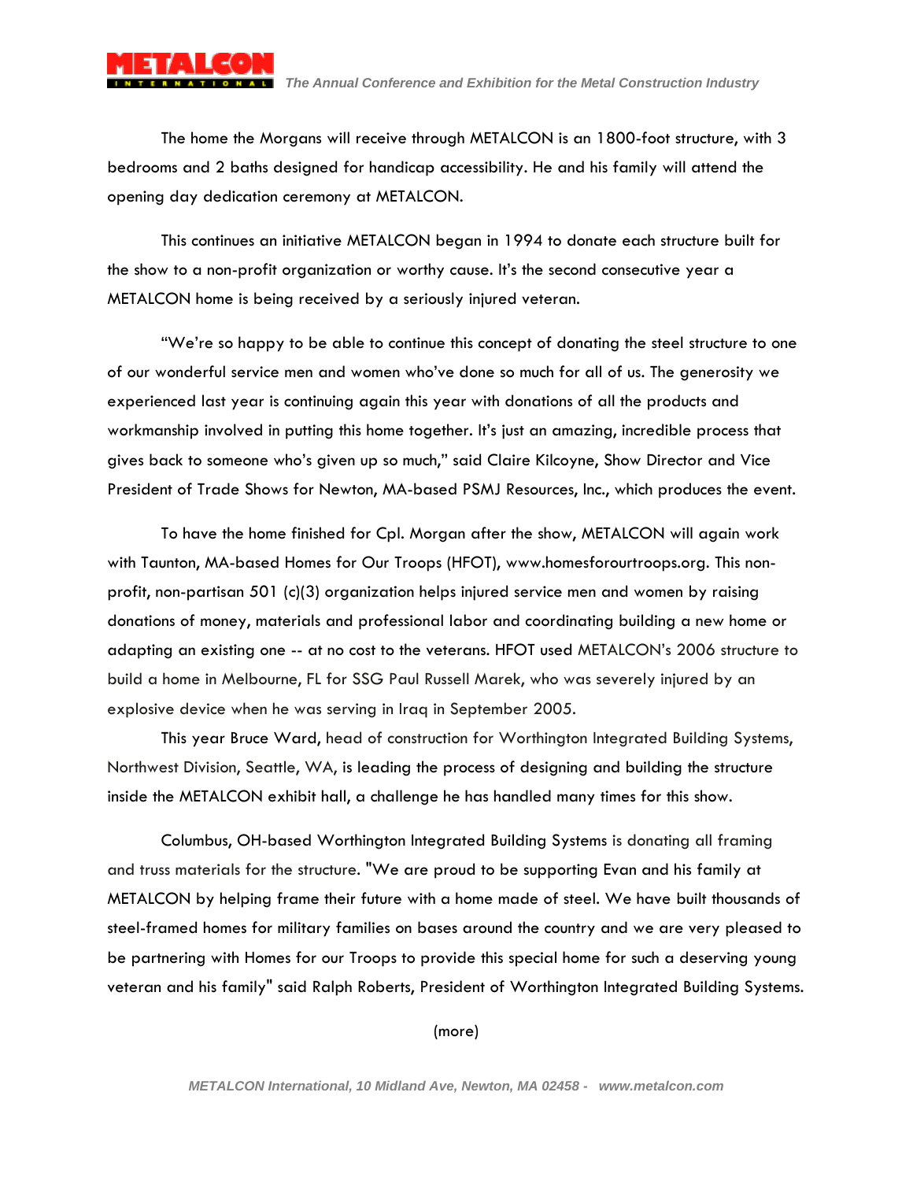The home the Morgans will receive through METALCON is an 1800-foot structure, with 3 bedrooms and 2 baths designed for handicap accessibility. He and his family will attend the opening day dedication ceremony at METALCON.

This continues an initiative METALCON began in 1994 to donate each structure built for the show to a non-profit organization or worthy cause. It's the second consecutive year a METALCON home is being received by a seriously injured veteran.

"We're so happy to be able to continue this concept of donating the steel structure to one of our wonderful service men and women who've done so much for all of us. The generosity we experienced last year is continuing again this year with donations of all the products and workmanship involved in putting this home together. It's just an amazing, incredible process that gives back to someone who's given up so much," said Claire Kilcoyne, Show Director and Vice President of Trade Shows for Newton, MA-based PSMJ Resources, Inc., which produces the event.

To have the home finished for Cpl. Morgan after the show, METALCON will again work with Taunton, MA-based Homes for Our Troops (HFOT), www.homesforourtroops.org. This non-profit, non-partisan 501 (c)(3) organization helps injured service men and women by raising donations of money, materials and professional labor and coordinating building a new home or adapting an existing one -- at no cost to the veterans. HFOT used METALCON's 2006 structure to build a home in Melbourne, FL for SSG Paul Russell Marek, who was severely injured by an explosive device when he was serving in Iraq in September 2005.

This year Bruce Ward, head of construction for Worthington Integrated Building Systems, Northwest Division, Seattle, WA, is leading the process of designing and building the structure inside the METALCON exhibit hall, a challenge he has handled many times for this show.

Columbus, OH-based Worthington Integrated Building Systems is donating all framing and truss materials for the structure. "We are proud to be supporting Evan and his family at METALCON by helping frame their future with a home made of steel. We have built thousands of steel-framed homes for military families on bases around the country and we are very pleased to be partnering with Homes for our Troops to provide this special home for such a deserving young veteran and his family" said Ralph Roberts, President of Worthington Integrated Building Systems.

(more)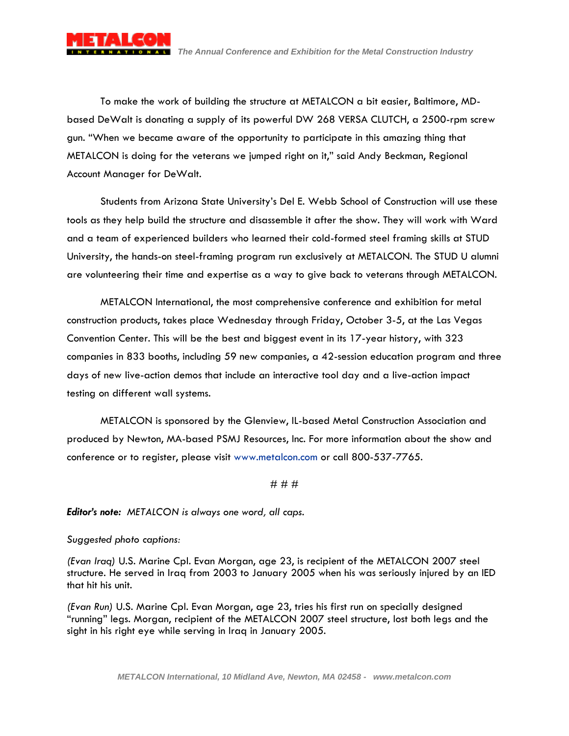To make the work of building the structure at METALCON a bit easier, Baltimore, MD-based DeWalt is donating a supply of its powerful DW 268 VERSA CLUTCH, a 2500-rpm screw gun. "When we became aware of the opportunity to participate in this amazing thing that METALCON is doing for the veterans we jumped right on it," said Andy Beckman, Regional Account Manager for DeWalt.

Students from Arizona State University's Del E. Webb School of Construction will use these tools as they help build the structure and disassemble it after the show. They will work with Ward and a team of experienced builders who learned their cold-formed steel framing skills at STUD University, the hands-on steel-framing program run exclusively at METALCON. The STUD U alumni are volunteering their time and expertise as a way to give back to veterans through METALCON.

METALCON International, the most comprehensive conference and exhibition for metal construction products, takes place Wednesday through Friday, October 3-5, at the Las Vegas Convention Center. This will be the best and biggest event in its 17-year history, with 323 companies in 833 booths, including 59 new companies, a 42-session education program and three days of new live-action demos that include an interactive tool day and a live-action impact testing on different wall systems.

METALCON is sponsored by the Glenview, IL-based Metal Construction Association and produced by Newton, MA-based PSMJ Resources, Inc. For more information about the show and conference or to register, please visit www.metalcon.com or call 800-537-7765.

# # #

***Editor's note:*** *METALCON is always one word, all caps.*

*Suggested photo captions:*

*(Evan Iraq)* U.S. Marine Cpl. Evan Morgan, age 23, is recipient of the METALCON 2007 steel structure. He served in Iraq from 2003 to January 2005 when his was seriously injured by an IED that hit his unit.

*(Evan Run)* U.S. Marine Cpl. Evan Morgan, age 23, tries his first run on specially designed "running" legs. Morgan, recipient of the METALCON 2007 steel structure, lost both legs and the sight in his right eye while serving in Iraq in January 2005.